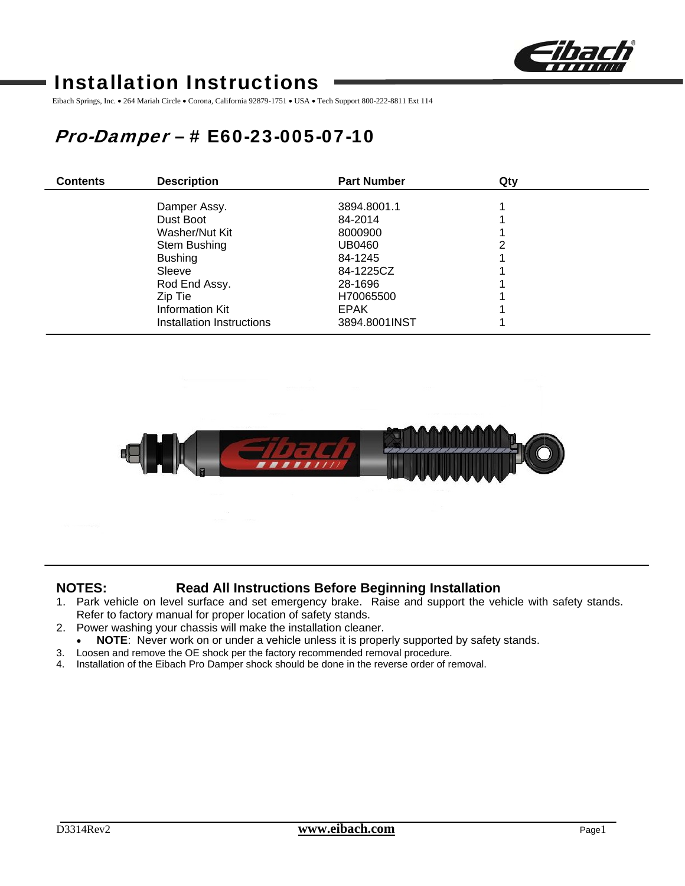# Installation Instructions

Eibach Springs, Inc. • 264 Mariah Circle • Corona, California 92879-1751 • USA • Tech Support 800-222-8811 Ext 114

## *Pro-Damper* – # E60-23-005-07-10

| Contents | Description | Part Number | Qty |
|---|---|---|---|
| | Damper Assy. | 3894.8001.1 | 1 |
| | Dust Boot | 84-2014 | 1 |
| | Washer/Nut Kit | 8000900 | 1 |
| | Stem Bushing | UB0460 | 2 |
| | Bushing | 84-1245 | 1 |
| | Sleeve | 84-1225CZ | 1 |
| | Rod End Assy. | 28-1696 | 1 |
| | Zip Tie | H70065500 | 1 |
| | Information Kit | EPAK | 1 |
| | Installation Instructions | 3894.8001INST | 1 |

**NOTES:** **Read All Instructions Before Beginning Installation**

1. Park vehicle on level surface and set emergency brake. Raise and support the vehicle with safety stands. Refer to factory manual for proper location of safety stands.
2. Power washing your chassis will make the installation cleaner.
   - **NOTE**: Never work on or under a vehicle unless it is properly supported by safety stands.
3. Loosen and remove the OE shock per the factory recommended removal procedure.
4. Installation of the Eibach Pro Damper shock should be done in the reverse order of removal.

D3314Rev2 www.eibach.com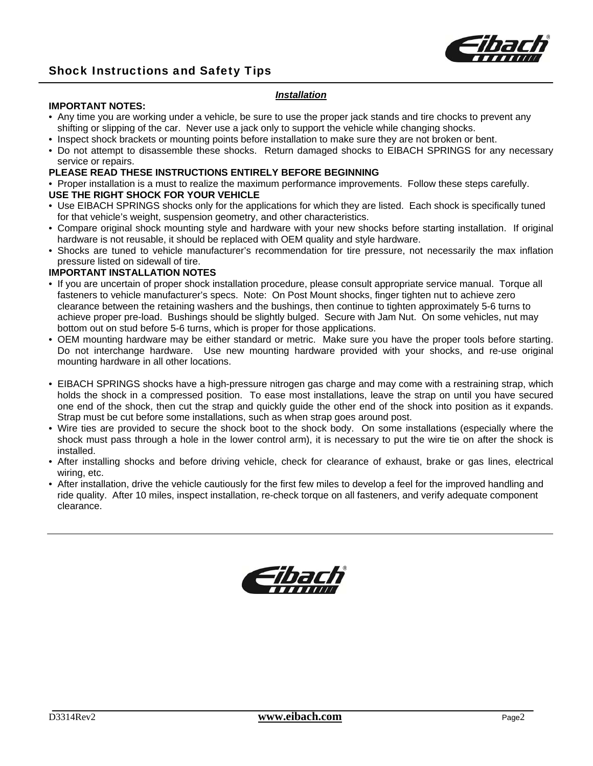# Shock Instructions and Safety Tips

### *Installation*

**IMPORTANT NOTES:**

- Any time you are working under a vehicle, be sure to use the proper jack stands and tire chocks to prevent any shifting or slipping of the car. Never use a jack only to support the vehicle while changing shocks.
- Inspect shock brackets or mounting points before installation to make sure they are not broken or bent.
- Do not attempt to disassemble these shocks. Return damaged shocks to EIBACH SPRINGS for any necessary service or repairs.

**PLEASE READ THESE INSTRUCTIONS ENTIRELY BEFORE BEGINNING**

- Proper installation is a must to realize the maximum performance improvements. Follow these steps carefully.

**USE THE RIGHT SHOCK FOR YOUR VEHICLE**

- Use EIBACH SPRINGS shocks only for the applications for which they are listed. Each shock is specifically tuned for that vehicle's weight, suspension geometry, and other characteristics.
- Compare original shock mounting style and hardware with your new shocks before starting installation. If original hardware is not reusable, it should be replaced with OEM quality and style hardware.
- Shocks are tuned to vehicle manufacturer's recommendation for tire pressure, not necessarily the max inflation pressure listed on sidewall of tire.

**IMPORTANT INSTALLATION NOTES**

- If you are uncertain of proper shock installation procedure, please consult appropriate service manual. Torque all fasteners to vehicle manufacturer's specs. Note: On Post Mount shocks, finger tighten nut to achieve zero clearance between the retaining washers and the bushings, then continue to tighten approximately 5-6 turns to achieve proper pre-load. Bushings should be slightly bulged. Secure with Jam Nut. On some vehicles, nut may bottom out on stud before 5-6 turns, which is proper for those applications.
- OEM mounting hardware may be either standard or metric. Make sure you have the proper tools before starting. Do not interchange hardware. Use new mounting hardware provided with your shocks, and re-use original mounting hardware in all other locations.
- EIBACH SPRINGS shocks have a high-pressure nitrogen gas charge and may come with a restraining strap, which holds the shock in a compressed position. To ease most installations, leave the strap on until you have secured one end of the shock, then cut the strap and quickly guide the other end of the shock into position as it expands. Strap must be cut before some installations, such as when strap goes around post.
- Wire ties are provided to secure the shock boot to the shock body. On some installations (especially where the shock must pass through a hole in the lower control arm), it is necessary to put the wire tie on after the shock is installed.
- After installing shocks and before driving vehicle, check for clearance of exhaust, brake or gas lines, electrical wiring, etc.
- After installation, drive the vehicle cautiously for the first few miles to develop a feel for the improved handling and ride quality. After 10 miles, inspect installation, re-check torque on all fasteners, and verify adequate component clearance.

D3314Rev2 **www.eibach.com**